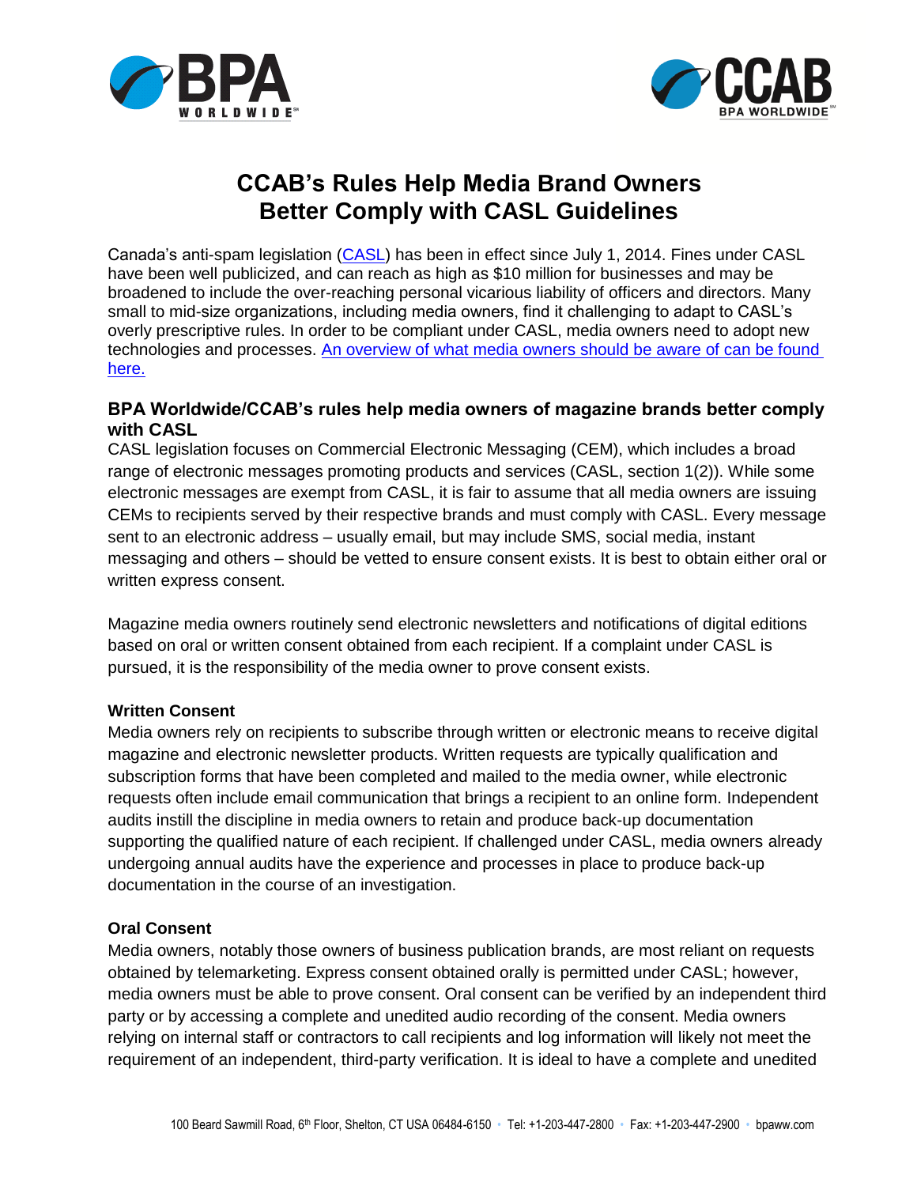# CCAB's Rules Help Media Brand Owners Better Comply with CASL Guidelines

Canada's anti-spam legislation (CASL) has been in effect since July 1, 2014. Fines under CASL have been well publicized, and can reach as high as $10 million for businesses and may be broadened to include the over-reaching personal vicarious liability of officers and directors. Many small to mid-size organizations, including media owners, find it challenging to adapt to CASL's overly prescriptive rules. In order to be compliant under CASL, media owners need to adopt new technologies and processes. An overview of what media owners should be aware of can be found here.

### BPA Worldwide/CCAB's rules help media owners of magazine brands better comply with CASL

CASL legislation focuses on Commercial Electronic Messaging (CEM), which includes a broad range of electronic messages promoting products and services (CASL, section 1(2)). While some electronic messages are exempt from CASL, it is fair to assume that all media owners are issuing CEMs to recipients served by their respective brands and must comply with CASL. Every message sent to an electronic address – usually email, but may include SMS, social media, instant messaging and others – should be vetted to ensure consent exists. It is best to obtain either oral or written express consent.

Magazine media owners routinely send electronic newsletters and notifications of digital editions based on oral or written consent obtained from each recipient. If a complaint under CASL is pursued, it is the responsibility of the media owner to prove consent exists.

#### Written Consent

Media owners rely on recipients to subscribe through written or electronic means to receive digital magazine and electronic newsletter products. Written requests are typically qualification and subscription forms that have been completed and mailed to the media owner, while electronic requests often include email communication that brings a recipient to an online form. Independent audits instill the discipline in media owners to retain and produce back-up documentation supporting the qualified nature of each recipient. If challenged under CASL, media owners already undergoing annual audits have the experience and processes in place to produce back-up documentation in the course of an investigation.

#### Oral Consent

Media owners, notably those owners of business publication brands, are most reliant on requests obtained by telemarketing. Express consent obtained orally is permitted under CASL; however, media owners must be able to prove consent. Oral consent can be verified by an independent third party or by accessing a complete and unedited audio recording of the consent. Media owners relying on internal staff or contractors to call recipients and log information will likely not meet the requirement of an independent, third-party verification. It is ideal to have a complete and unedited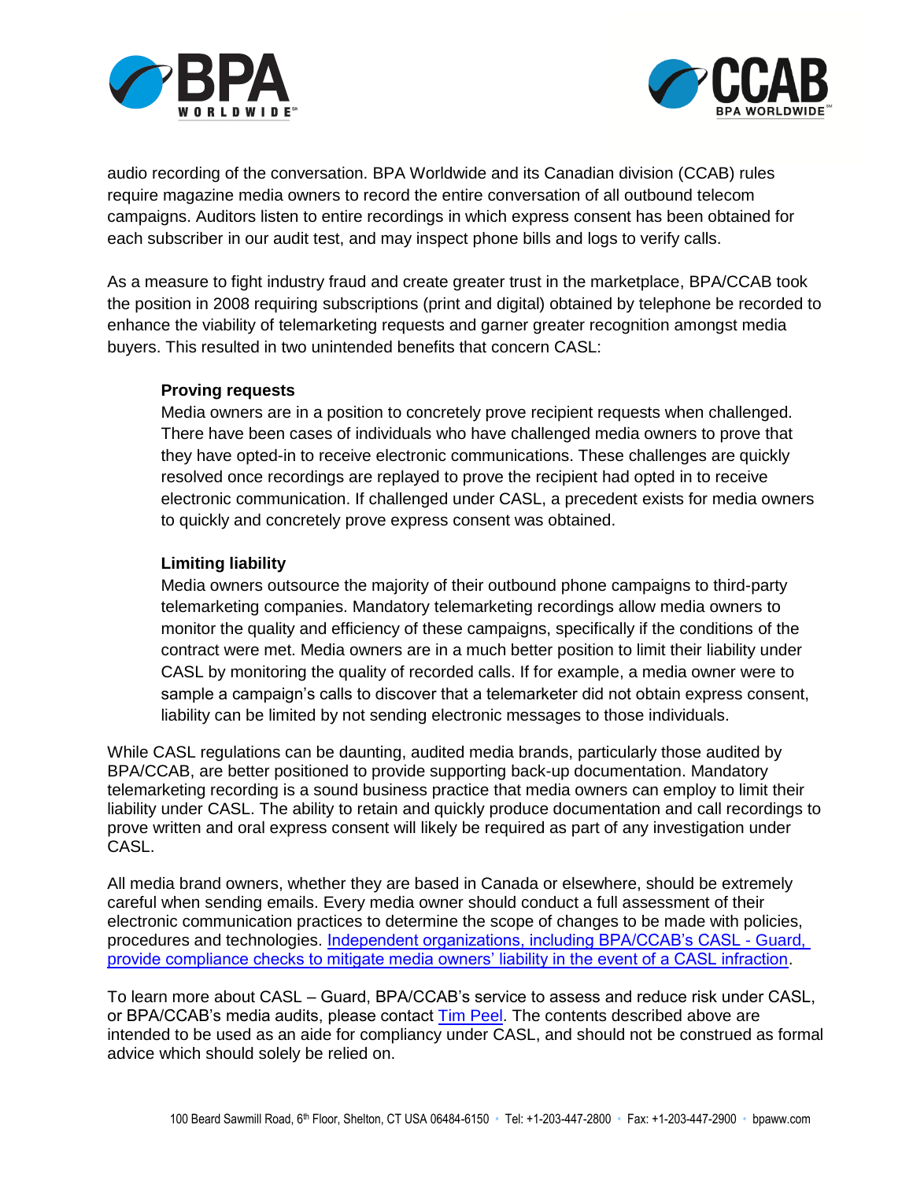audio recording of the conversation. BPA Worldwide and its Canadian division (CCAB) rules require magazine media owners to record the entire conversation of all outbound telecom campaigns. Auditors listen to entire recordings in which express consent has been obtained for each subscriber in our audit test, and may inspect phone bills and logs to verify calls.

As a measure to fight industry fraud and create greater trust in the marketplace, BPA/CCAB took the position in 2008 requiring subscriptions (print and digital) obtained by telephone be recorded to enhance the viability of telemarketing requests and garner greater recognition amongst media buyers. This resulted in two unintended benefits that concern CASL:

**Proving requests**
Media owners are in a position to concretely prove recipient requests when challenged. There have been cases of individuals who have challenged media owners to prove that they have opted-in to receive electronic communications. These challenges are quickly resolved once recordings are replayed to prove the recipient had opted in to receive electronic communication. If challenged under CASL, a precedent exists for media owners to quickly and concretely prove express consent was obtained.

**Limiting liability**
Media owners outsource the majority of their outbound phone campaigns to third-party telemarketing companies. Mandatory telemarketing recordings allow media owners to monitor the quality and efficiency of these campaigns, specifically if the conditions of the contract were met. Media owners are in a much better position to limit their liability under CASL by monitoring the quality of recorded calls. If for example, a media owner were to sample a campaign's calls to discover that a telemarketer did not obtain express consent, liability can be limited by not sending electronic messages to those individuals.

While CASL regulations can be daunting, audited media brands, particularly those audited by BPA/CCAB, are better positioned to provide supporting back-up documentation. Mandatory telemarketing recording is a sound business practice that media owners can employ to limit their liability under CASL. The ability to retain and quickly produce documentation and call recordings to prove written and oral express consent will likely be required as part of any investigation under CASL.

All media brand owners, whether they are based in Canada or elsewhere, should be extremely careful when sending emails. Every media owner should conduct a full assessment of their electronic communication practices to determine the scope of changes to be made with policies, procedures and technologies. Independent organizations, including BPA/CCAB's CASL - Guard, provide compliance checks to mitigate media owners' liability in the event of a CASL infraction.

To learn more about CASL – Guard, BPA/CCAB's service to assess and reduce risk under CASL, or BPA/CCAB's media audits, please contact Tim Peel. The contents described above are intended to be used as an aide for compliancy under CASL, and should not be construed as formal advice which should solely be relied on.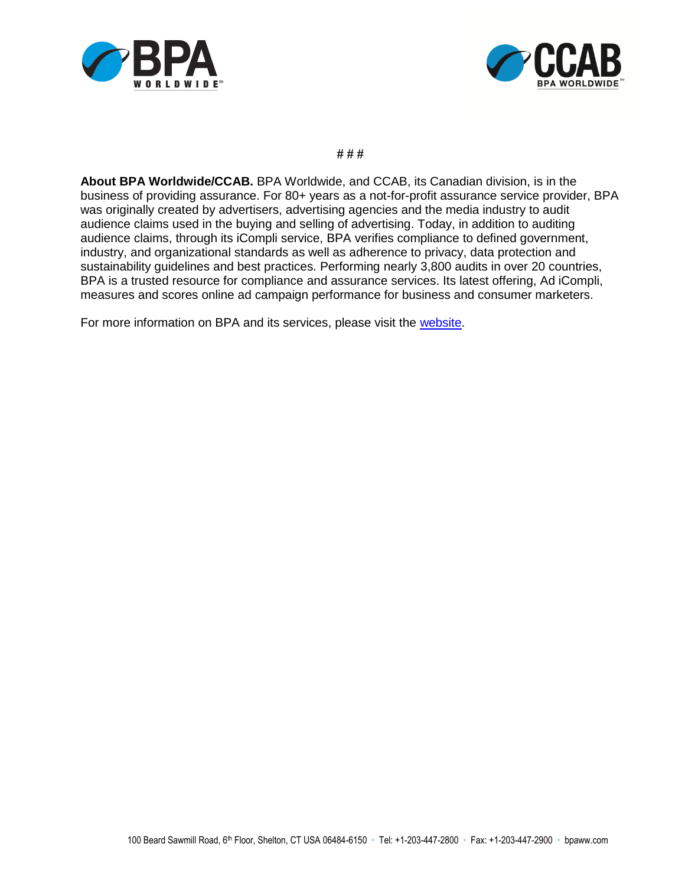# # #

**About BPA Worldwide/CCAB.** BPA Worldwide, and CCAB, its Canadian division, is in the business of providing assurance. For 80+ years as a not-for-profit assurance service provider, BPA was originally created by advertisers, advertising agencies and the media industry to audit audience claims used in the buying and selling of advertising. Today, in addition to auditing audience claims, through its iCompli service, BPA verifies compliance to defined government, industry, and organizational standards as well as adherence to privacy, data protection and sustainability guidelines and best practices. Performing nearly 3,800 audits in over 20 countries, BPA is a trusted resource for compliance and assurance services. Its latest offering, Ad iCompli, measures and scores online ad campaign performance for business and consumer marketers.

For more information on BPA and its services, please visit the website.